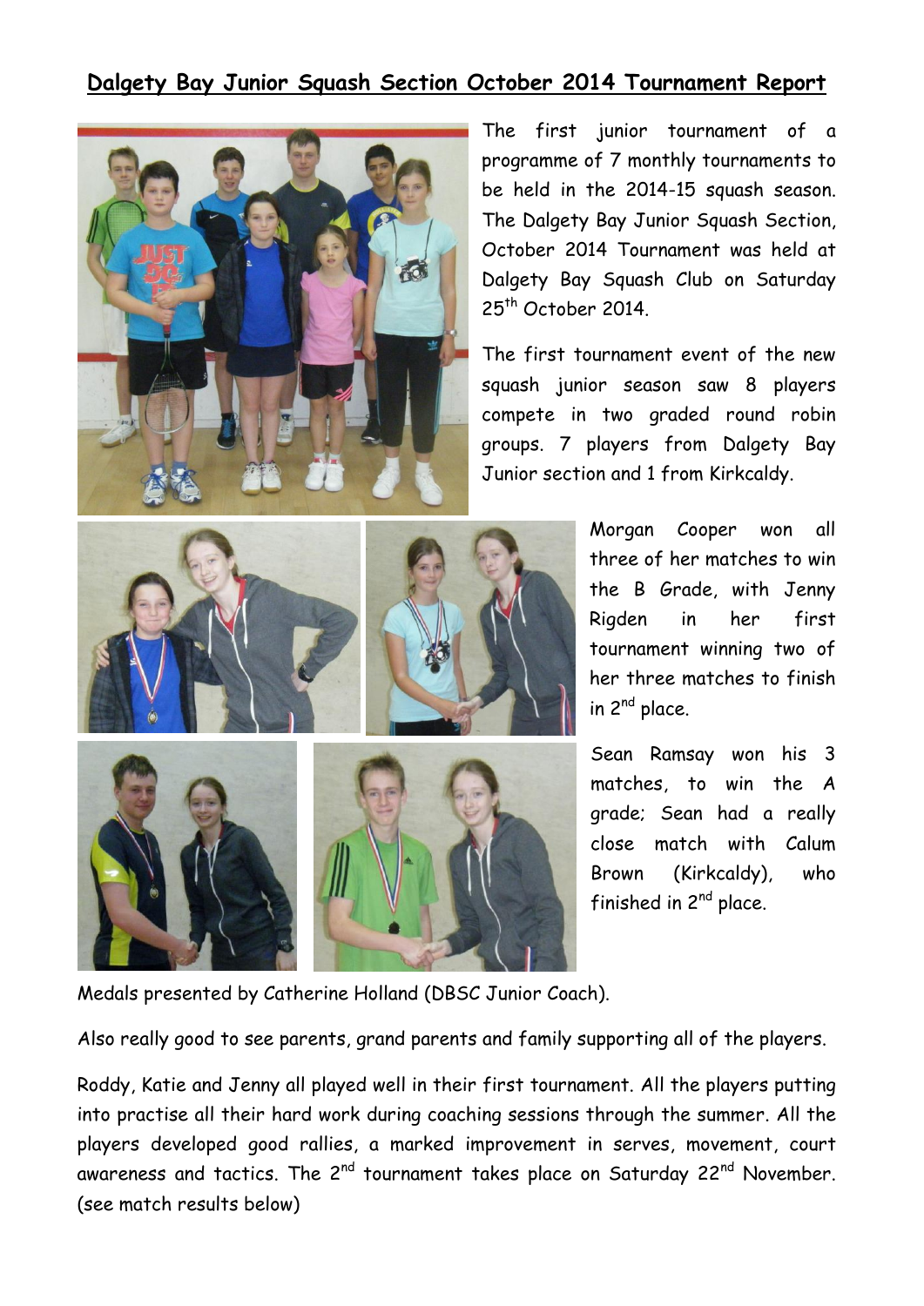# Dalgety Bay Junior Squash Section October 2014 Tournament Report

The first junior tournament of a programme of 7 monthly tournaments to be held in the 2014-15 squash season. The Dalgety Bay Junior Squash Section, October 2014 Tournament was held at Dalgety Bay Squash Club on Saturday 25th October 2014.

The first tournament event of the new squash junior season saw 8 players compete in two graded round robin groups. 7 players from Dalgety Bay Junior section and 1 from Kirkcaldy.

Morgan Cooper won all three of her matches to win the B Grade, with Jenny Rigden in her first tournament winning two of her three matches to finish in 2nd place.

Sean Ramsay won his 3 matches, to win the A grade; Sean had a really close match with Calum Brown (Kirkcaldy), who finished in 2nd place.

Medals presented by Catherine Holland (DBSC Junior Coach).

Also really good to see parents, grand parents and family supporting all of the players.

Roddy, Katie and Jenny all played well in their first tournament. All the players putting into practise all their hard work during coaching sessions through the summer. All the players developed good rallies, a marked improvement in serves, movement, court awareness and tactics. The 2nd tournament takes place on Saturday 22nd November. (see match results below)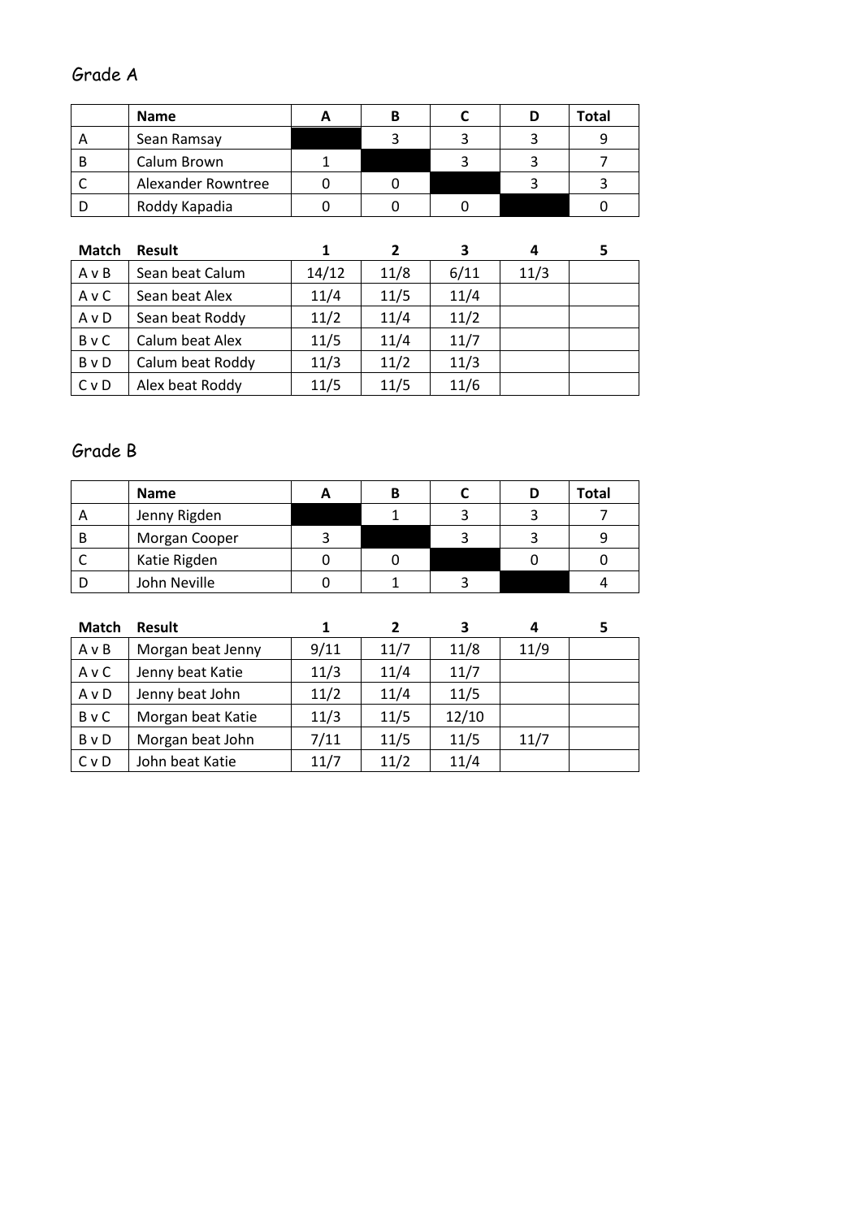## Grade A

| | Name | A | B | C | D | Total |
|---|---|---|---|---|---|---|
| A | Sean Ramsay | | 3 | 3 | 3 | 9 |
| B | Calum Brown | 1 | | 3 | 3 | 7 |
| C | Alexander Rowntree | 0 | 0 | | 3 | 3 |
| D | Roddy Kapadia | 0 | 0 | 0 | | 0 |

| Match | Result | 1 | 2 | 3 | 4 | 5 |
|---|---|---|---|---|---|---|
| A v B | Sean beat Calum | 14/12 | 11/8 | 6/11 | 11/3 | |
| A v C | Sean beat Alex | 11/4 | 11/5 | 11/4 | | |
| A v D | Sean beat Roddy | 11/2 | 11/4 | 11/2 | | |
| B v C | Calum beat Alex | 11/5 | 11/4 | 11/7 | | |
| B v D | Calum beat Roddy | 11/3 | 11/2 | 11/3 | | |
| C v D | Alex beat Roddy | 11/5 | 11/5 | 11/6 | | |

## Grade B

| | Name | A | B | C | D | Total |
|---|---|---|---|---|---|---|
| A | Jenny Rigden | | 1 | 3 | 3 | 7 |
| B | Morgan Cooper | 3 | | 3 | 3 | 9 |
| C | Katie Rigden | 0 | 0 | | 0 | 0 |
| D | John Neville | 0 | 1 | 3 | | 4 |

| Match | Result | 1 | 2 | 3 | 4 | 5 |
|---|---|---|---|---|---|---|
| A v B | Morgan beat Jenny | 9/11 | 11/7 | 11/8 | 11/9 | |
| A v C | Jenny beat Katie | 11/3 | 11/4 | 11/7 | | |
| A v D | Jenny beat John | 11/2 | 11/4 | 11/5 | | |
| B v C | Morgan beat Katie | 11/3 | 11/5 | 12/10 | | |
| B v D | Morgan beat John | 7/11 | 11/5 | 11/5 | 11/7 | |
| C v D | John beat Katie | 11/7 | 11/2 | 11/4 | | |